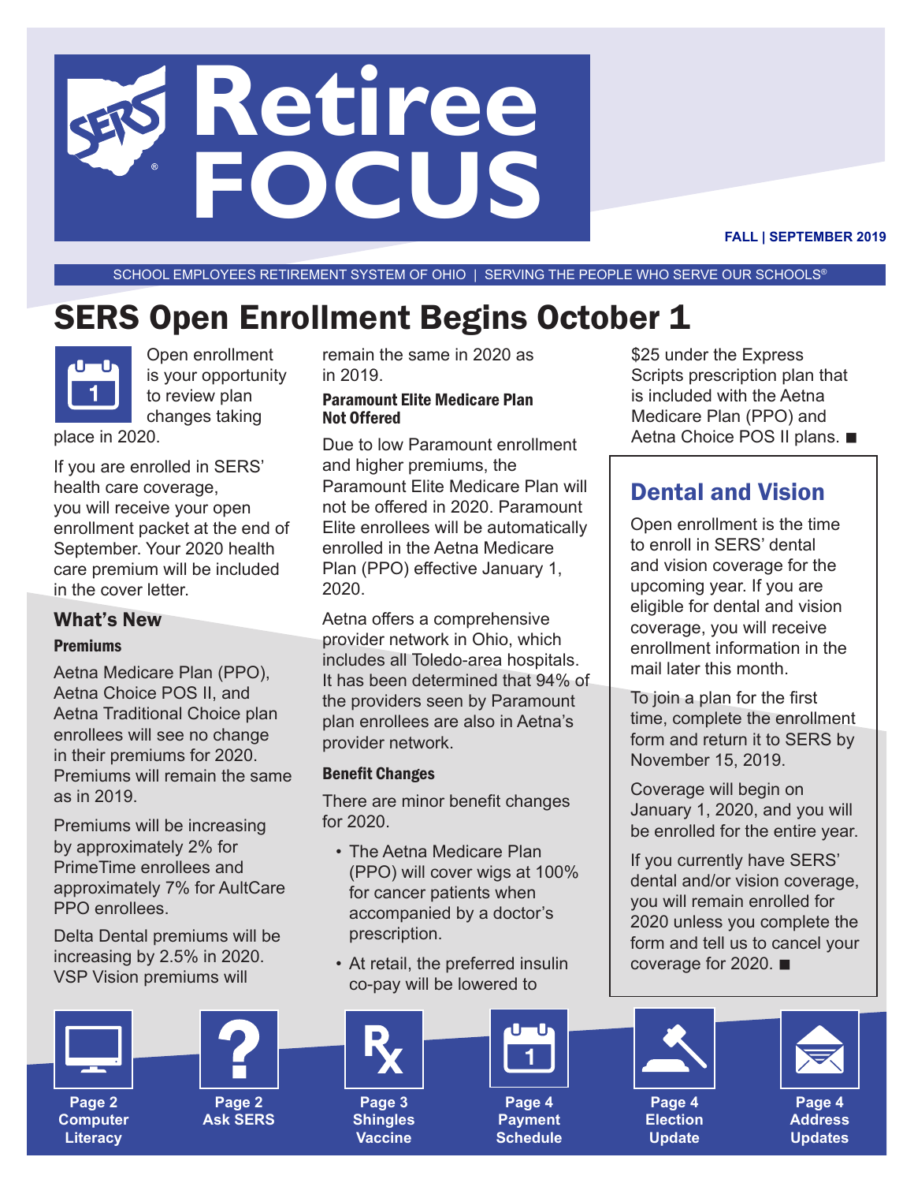# Retiree FOCUS

**FALL | SEPTEMBER 2019**

SCHOOL EMPLOYEES RETIREMENT SYSTEM OF OHIO | SERVING THE PEOPLE WHO SERVE OUR SCHOOLS®

## SERS Open Enrollment Begins October 1

Open enrollment is your opportunity to review plan changes taking place in 2020.

If you are enrolled in SERS' health care coverage, you will receive your open enrollment packet at the end of September. Your 2020 health care premium will be included in the cover letter.

### What's New

#### Premiums

Aetna Medicare Plan (PPO), Aetna Choice POS II, and Aetna Traditional Choice plan enrollees will see no change in their premiums for 2020. Premiums will remain the same as in 2019.

Premiums will be increasing by approximately 2% for PrimeTime enrollees and approximately 7% for AultCare PPO enrollees.

Delta Dental premiums will be increasing by 2.5% in 2020. VSP Vision premiums will remain the same in 2020 as in 2019.

#### Paramount Elite Medicare Plan Not Offered

Due to low Paramount enrollment and higher premiums, the Paramount Elite Medicare Plan will not be offered in 2020. Paramount Elite enrollees will be automatically enrolled in the Aetna Medicare Plan (PPO) effective January 1, 2020.

Aetna offers a comprehensive provider network in Ohio, which includes all Toledo-area hospitals. It has been determined that 94% of the providers seen by Paramount plan enrollees are also in Aetna's provider network.

#### Benefit Changes

There are minor benefit changes for 2020.

- The Aetna Medicare Plan (PPO) will cover wigs at 100% for cancer patients when accompanied by a doctor's prescription.
- At retail, the preferred insulin co-pay will be lowered to $25 under the Express Scripts prescription plan that is included with the Aetna Medicare Plan (PPO) and Aetna Choice POS II plans. ■

## Dental and Vision

Open enrollment is the time to enroll in SERS' dental and vision coverage for the upcoming year. If you are eligible for dental and vision coverage, you will receive enrollment information in the mail later this month.

To join a plan for the first time, complete the enrollment form and return it to SERS by November 15, 2019.

Coverage will begin on January 1, 2020, and you will be enrolled for the entire year.

If you currently have SERS' dental and/or vision coverage, you will remain enrolled for 2020 unless you complete the form and tell us to cancel your coverage for 2020. ■

---

**Page 2** Computer Literacy | **Page 2** Ask SERS | **Page 3** Shingles Vaccine | **Page 4** Payment Schedule | **Page 4** Election Update | **Page 4** Address Updates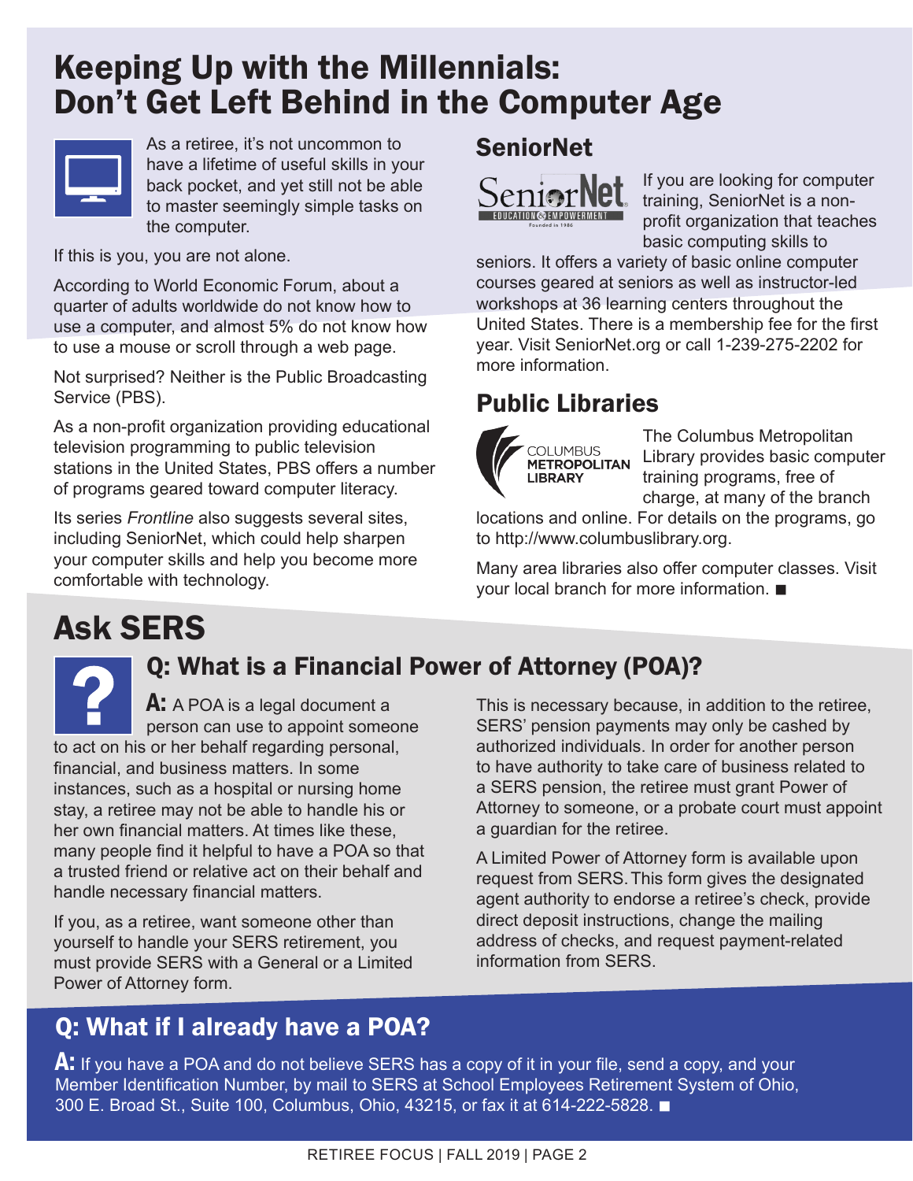# Keeping Up with the Millennials: Don't Get Left Behind in the Computer Age

As a retiree, it's not uncommon to have a lifetime of useful skills in your back pocket, and yet still not be able to master seemingly simple tasks on the computer.

If this is you, you are not alone.

According to World Economic Forum, about a quarter of adults worldwide do not know how to use a computer, and almost 5% do not know how to use a mouse or scroll through a web page.

Not surprised? Neither is the Public Broadcasting Service (PBS).

As a non-profit organization providing educational television programming to public television stations in the United States, PBS offers a number of programs geared toward computer literacy.

Its series *Frontline* also suggests several sites, including SeniorNet, which could help sharpen your computer skills and help you become more comfortable with technology.

## SeniorNet

If you are looking for computer training, SeniorNet is a non-profit organization that teaches basic computing skills to seniors. It offers a variety of basic online computer courses geared at seniors as well as instructor-led workshops at 36 learning centers throughout the United States. There is a membership fee for the first year. Visit SeniorNet.org or call 1-239-275-2202 for more information.

## Public Libraries

The Columbus Metropolitan Library provides basic computer training programs, free of charge, at many of the branch locations and online. For details on the programs, go to http://www.columbuslibrary.org.

Many area libraries also offer computer classes. Visit your local branch for more information. ■

# Ask SERS

## Q: What is a Financial Power of Attorney (POA)?

**A:** A POA is a legal document a person can use to appoint someone to act on his or her behalf regarding personal, financial, and business matters. In some instances, such as a hospital or nursing home stay, a retiree may not be able to handle his or her own financial matters. At times like these, many people find it helpful to have a POA so that a trusted friend or relative act on their behalf and handle necessary financial matters.

If you, as a retiree, want someone other than yourself to handle your SERS retirement, you must provide SERS with a General or a Limited Power of Attorney form.

This is necessary because, in addition to the retiree, SERS' pension payments may only be cashed by authorized individuals. In order for another person to have authority to take care of business related to a SERS pension, the retiree must grant Power of Attorney to someone, or a probate court must appoint a guardian for the retiree.

A Limited Power of Attorney form is available upon request from SERS. This form gives the designated agent authority to endorse a retiree's check, provide direct deposit instructions, change the mailing address of checks, and request payment-related information from SERS.

## Q: What if I already have a POA?

**A:** If you have a POA and do not believe SERS has a copy of it in your file, send a copy, and your Member Identification Number, by mail to SERS at School Employees Retirement System of Ohio, 300 E. Broad St., Suite 100, Columbus, Ohio, 43215, or fax it at 614-222-5828. ■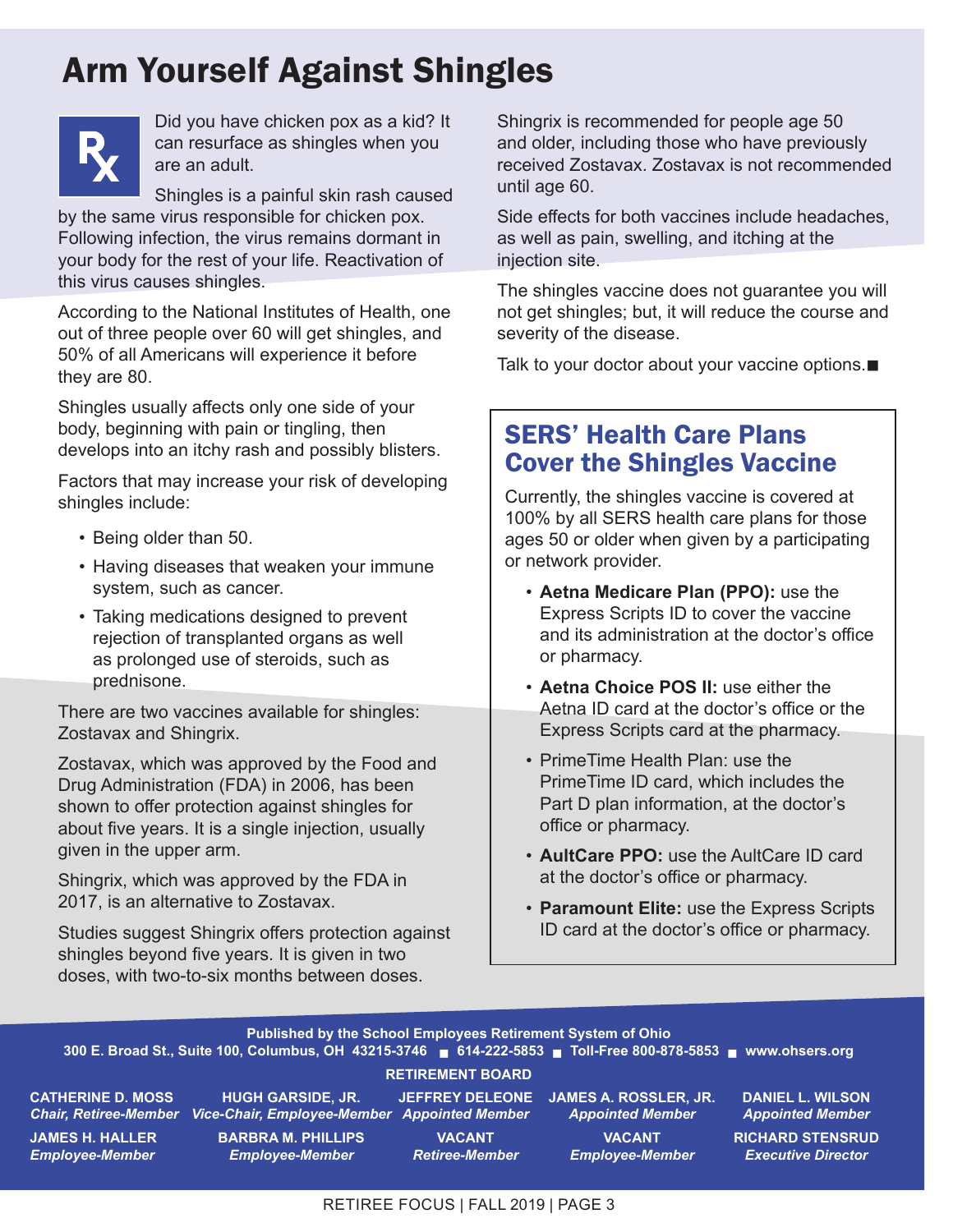# Arm Yourself Against Shingles

Did you have chicken pox as a kid? It can resurface as shingles when you are an adult.

Shingles is a painful skin rash caused by the same virus responsible for chicken pox. Following infection, the virus remains dormant in your body for the rest of your life. Reactivation of this virus causes shingles.

According to the National Institutes of Health, one out of three people over 60 will get shingles, and 50% of all Americans will experience it before they are 80.

Shingles usually affects only one side of your body, beginning with pain or tingling, then develops into an itchy rash and possibly blisters.

Factors that may increase your risk of developing shingles include:

- Being older than 50.
- Having diseases that weaken your immune system, such as cancer.
- Taking medications designed to prevent rejection of transplanted organs as well as prolonged use of steroids, such as prednisone.

There are two vaccines available for shingles: Zostavax and Shingrix.

Zostavax, which was approved by the Food and Drug Administration (FDA) in 2006, has been shown to offer protection against shingles for about five years. It is a single injection, usually given in the upper arm.

Shingrix, which was approved by the FDA in 2017, is an alternative to Zostavax.

Studies suggest Shingrix offers protection against shingles beyond five years. It is given in two doses, with two-to-six months between doses.

Shingrix is recommended for people age 50 and older, including those who have previously received Zostavax. Zostavax is not recommended until age 60.

Side effects for both vaccines include headaches, as well as pain, swelling, and itching at the injection site.

The shingles vaccine does not guarantee you will not get shingles; but, it will reduce the course and severity of the disease.

Talk to your doctor about your vaccine options.■

## SERS' Health Care Plans Cover the Shingles Vaccine

Currently, the shingles vaccine is covered at 100% by all SERS health care plans for those ages 50 or older when given by a participating or network provider.

- **Aetna Medicare Plan (PPO):** use the Express Scripts ID to cover the vaccine and its administration at the doctor's office or pharmacy.
- **Aetna Choice POS II:** use either the Aetna ID card at the doctor's office or the Express Scripts card at the pharmacy.
- PrimeTime Health Plan: use the PrimeTime ID card, which includes the Part D plan information, at the doctor's office or pharmacy.
- **AultCare PPO:** use the AultCare ID card at the doctor's office or pharmacy.
- **Paramount Elite:** use the Express Scripts ID card at the doctor's office or pharmacy.

**Published by the School Employees Retirement System of Ohio**
**300 E. Broad St., Suite 100, Columbus, OH 43215-3746 ■ 614-222-5853 ■ Toll-Free 800-878-5853 ■ www.ohsers.org**

**RETIREMENT BOARD**

| | | | | |
|---|---|---|---|---|
| **CATHERINE D. MOSS** *Chair, Retiree-Member* | **HUGH GARSIDE, JR.** *Vice-Chair, Employee-Member* | **JEFFREY DELEONE** *Appointed Member* | **JAMES A. ROSSLER, JR.** *Appointed Member* | **DANIEL L. WILSON** *Appointed Member* |
| **JAMES H. HALLER** *Employee-Member* | **BARBRA M. PHILLIPS** *Employee-Member* | **VACANT** *Retiree-Member* | **VACANT** *Employee-Member* | **RICHARD STENSRUD** *Executive Director* |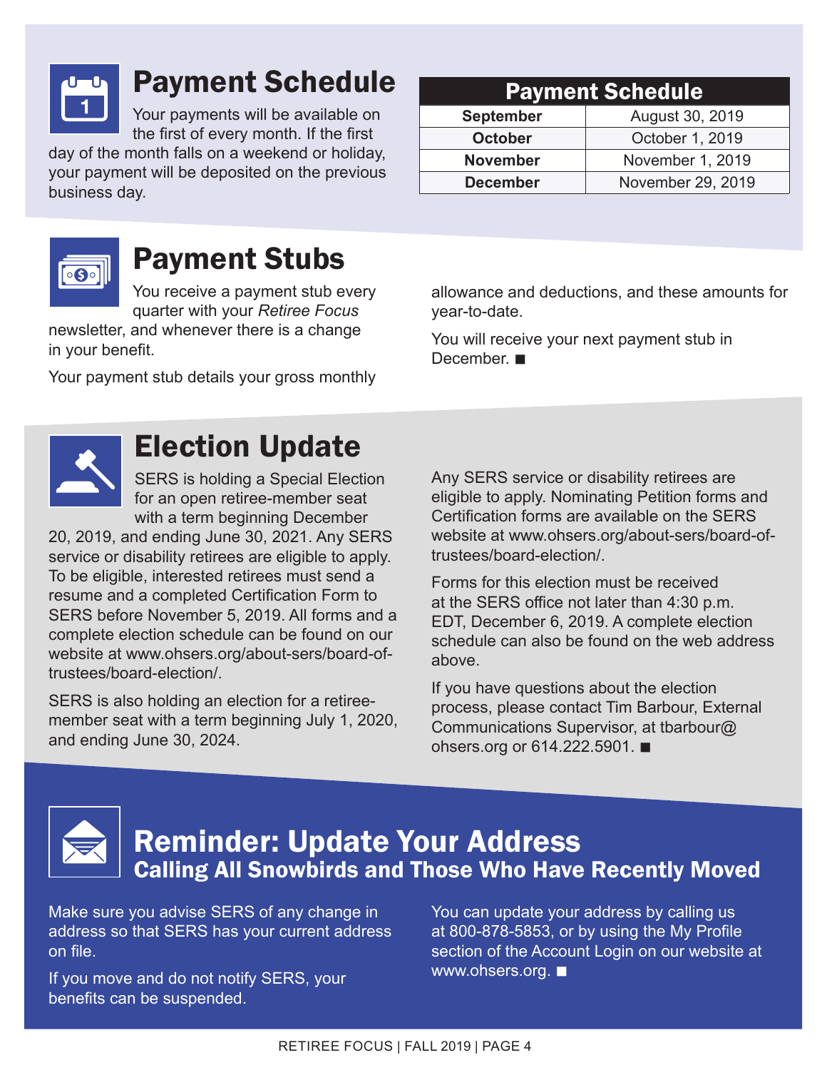## Payment Schedule

Your payments will be available on the first of every month. If the first day of the month falls on a weekend or holiday, your payment will be deposited on the previous business day.

| Payment Schedule | |
|---|---|
| **September** | August 30, 2019 |
| **October** | October 1, 2019 |
| **November** | November 1, 2019 |
| **December** | November 29, 2019 |

## Payment Stubs

You receive a payment stub every quarter with your *Retiree Focus* newsletter, and whenever there is a change in your benefit.

Your payment stub details your gross monthly allowance and deductions, and these amounts for year-to-date.

You will receive your next payment stub in December. ■

## Election Update

SERS is holding a Special Election for an open retiree-member seat with a term beginning December 20, 2019, and ending June 30, 2021. Any SERS service or disability retirees are eligible to apply. To be eligible, interested retirees must send a resume and a completed Certification Form to SERS before November 5, 2019. All forms and a complete election schedule can be found on our website at www.ohsers.org/about-sers/board-of-trustees/board-election/.

SERS is also holding an election for a retiree-member seat with a term beginning July 1, 2020, and ending June 30, 2024.

Any SERS service or disability retirees are eligible to apply. Nominating Petition forms and Certification forms are available on the SERS website at www.ohsers.org/about-sers/board-of-trustees/board-election/.

Forms for this election must be received at the SERS office not later than 4:30 p.m. EDT, December 6, 2019. A complete election schedule can also be found on the web address above.

If you have questions about the election process, please contact Tim Barbour, External Communications Supervisor, at tbarbour@ohsers.org or 614.222.5901. ■

## Reminder: Update Your Address

### Calling All Snowbirds and Those Who Have Recently Moved

Make sure you advise SERS of any change in address so that SERS has your current address on file.

If you move and do not notify SERS, your benefits can be suspended.

You can update your address by calling us at 800-878-5853, or by using the My Profile section of the Account Login on our website at www.ohsers.org. ■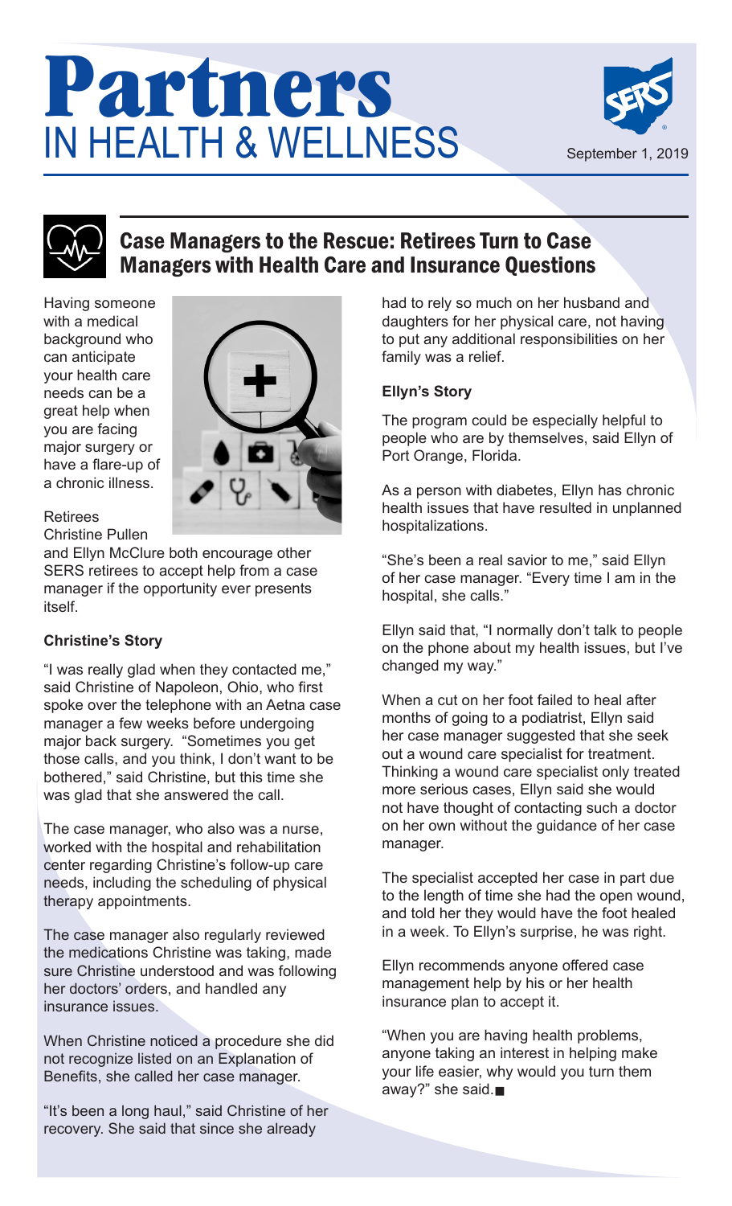# Partners IN HEALTH & WELLNESS

September 1, 2019

## Case Managers to the Rescue: Retirees Turn to Case Managers with Health Care and Insurance Questions

Having someone with a medical background who can anticipate your health care needs can be a great help when you are facing major surgery or have a flare-up of a chronic illness.

Retirees Christine Pullen and Ellyn McClure both encourage other SERS retirees to accept help from a case manager if the opportunity ever presents itself.

**Christine's Story**

"I was really glad when they contacted me," said Christine of Napoleon, Ohio, who first spoke over the telephone with an Aetna case manager a few weeks before undergoing major back surgery. "Sometimes you get those calls, and you think, I don't want to be bothered," said Christine, but this time she was glad that she answered the call.

The case manager, who also was a nurse, worked with the hospital and rehabilitation center regarding Christine's follow-up care needs, including the scheduling of physical therapy appointments.

The case manager also regularly reviewed the medications Christine was taking, made sure Christine understood and was following her doctors' orders, and handled any insurance issues.

When Christine noticed a procedure she did not recognize listed on an Explanation of Benefits, she called her case manager.

"It's been a long haul," said Christine of her recovery. She said that since she already had to rely so much on her husband and daughters for her physical care, not having to put any additional responsibilities on her family was a relief.

**Ellyn's Story**

The program could be especially helpful to people who are by themselves, said Ellyn of Port Orange, Florida.

As a person with diabetes, Ellyn has chronic health issues that have resulted in unplanned hospitalizations.

"She's been a real savior to me," said Ellyn of her case manager. "Every time I am in the hospital, she calls."

Ellyn said that, "I normally don't talk to people on the phone about my health issues, but I've changed my way."

When a cut on her foot failed to heal after months of going to a podiatrist, Ellyn said her case manager suggested that she seek out a wound care specialist for treatment. Thinking a wound care specialist only treated more serious cases, Ellyn said she would not have thought of contacting such a doctor on her own without the guidance of her case manager.

The specialist accepted her case in part due to the length of time she had the open wound, and told her they would have the foot healed in a week. To Ellyn's surprise, he was right.

Ellyn recommends anyone offered case management help by his or her health insurance plan to accept it.

"When you are having health problems, anyone taking an interest in helping make your life easier, why would you turn them away?" she said.■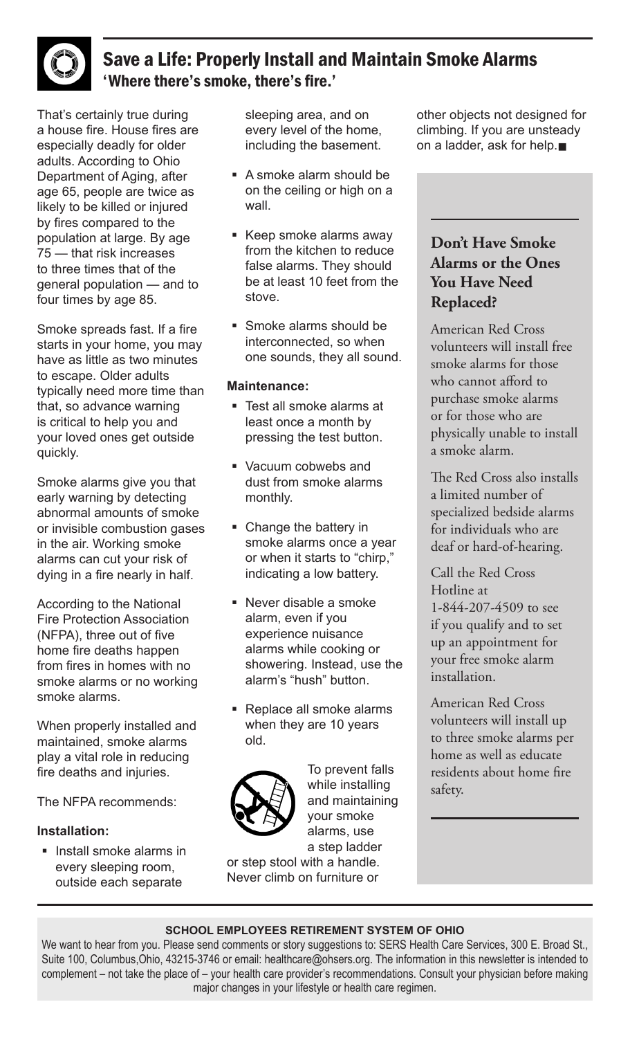## Save a Life: Properly Install and Maintain Smoke Alarms

### 'Where there's smoke, there's fire.'

That's certainly true during a house fire. House fires are especially deadly for older adults. According to Ohio Department of Aging, after age 65, people are twice as likely to be killed or injured by fires compared to the population at large. By age 75 — that risk increases to three times that of the general population — and to four times by age 85.

Smoke spreads fast. If a fire starts in your home, you may have as little as two minutes to escape. Older adults typically need more time than that, so advance warning is critical to help you and your loved ones get outside quickly.

Smoke alarms give you that early warning by detecting abnormal amounts of smoke or invisible combustion gases in the air. Working smoke alarms can cut your risk of dying in a fire nearly in half.

According to the National Fire Protection Association (NFPA), three out of five home fire deaths happen from fires in homes with no smoke alarms or no working smoke alarms.

When properly installed and maintained, smoke alarms play a vital role in reducing fire deaths and injuries.

The NFPA recommends:

**Installation:**

- Install smoke alarms in every sleeping room, outside each separate sleeping area, and on every level of the home, including the basement.
- A smoke alarm should be on the ceiling or high on a wall.
- Keep smoke alarms away from the kitchen to reduce false alarms. They should be at least 10 feet from the stove.
- Smoke alarms should be interconnected, so when one sounds, they all sound.

**Maintenance:**

- Test all smoke alarms at least once a month by pressing the test button.
- Vacuum cobwebs and dust from smoke alarms monthly.
- Change the battery in smoke alarms once a year or when it starts to "chirp," indicating a low battery.
- Never disable a smoke alarm, even if you experience nuisance alarms while cooking or showering. Instead, use the alarm's "hush" button.
- Replace all smoke alarms when they are 10 years old.

To prevent falls while installing and maintaining your smoke alarms, use a step ladder or step stool with a handle. Never climb on furniture or other objects not designed for climbing. If you are unsteady on a ladder, ask for help.■

### Don't Have Smoke Alarms or the Ones You Have Need Replaced?

American Red Cross volunteers will install free smoke alarms for those who cannot afford to purchase smoke alarms or for those who are physically unable to install a smoke alarm.

The Red Cross also installs a limited number of specialized bedside alarms for individuals who are deaf or hard-of-hearing.

Call the Red Cross Hotline at 1-844-207-4509 to see if you qualify and to set up an appointment for your free smoke alarm installation.

American Red Cross volunteers will install up to three smoke alarms per home as well as educate residents about home fire safety.

**SCHOOL EMPLOYEES RETIREMENT SYSTEM OF OHIO**

We want to hear from you. Please send comments or story suggestions to: SERS Health Care Services, 300 E. Broad St., Suite 100, Columbus,Ohio, 43215-3746 or email: healthcare@ohsers.org. The information in this newsletter is intended to complement – not take the place of – your health care provider's recommendations. Consult your physician before making major changes in your lifestyle or health care regimen.